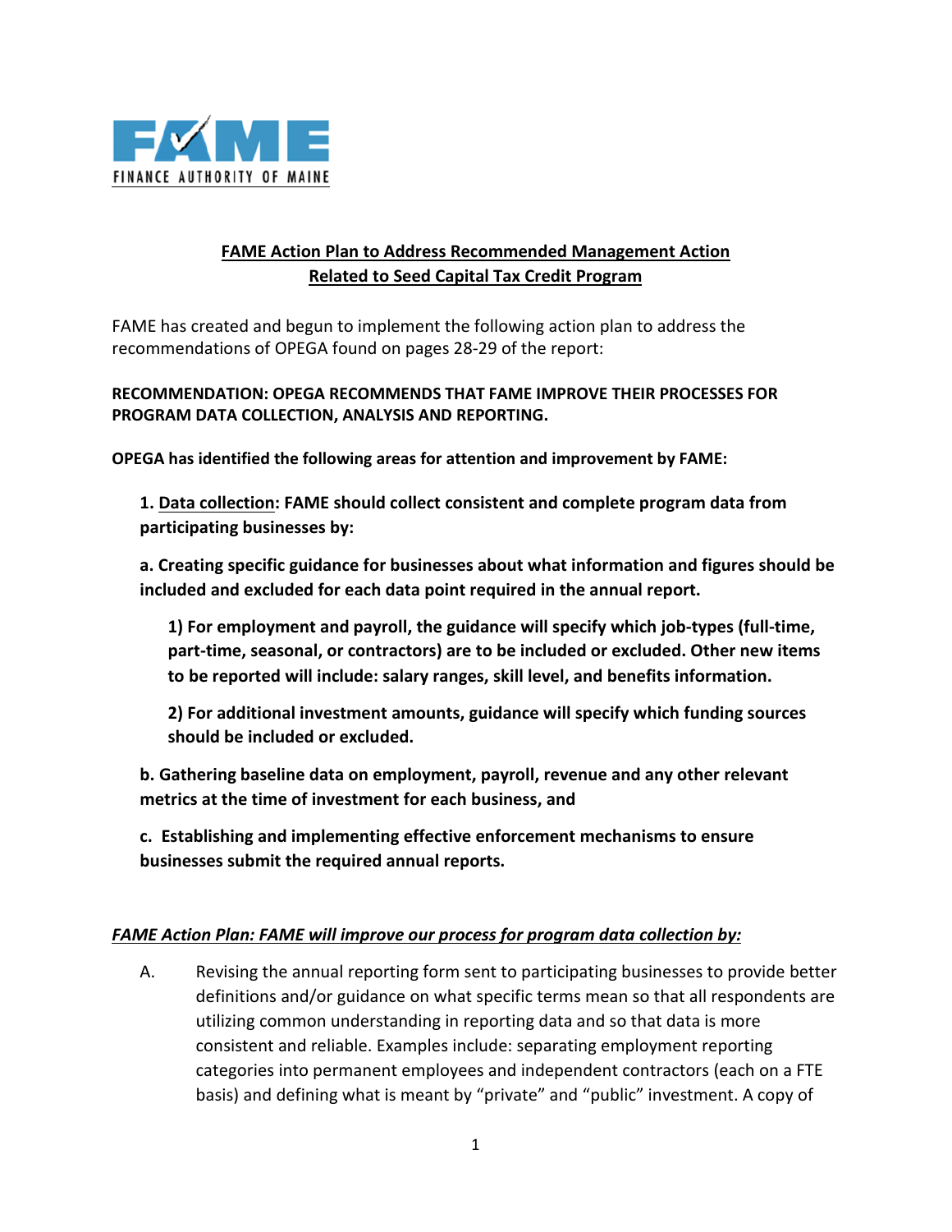FAME
FINANCE AUTHORITY OF MAINE

## FAME Action Plan to Address Recommended Management Action Related to Seed Capital Tax Credit Program

FAME has created and begun to implement the following action plan to address the recommendations of OPEGA found on pages 28-29 of the report:

**RECOMMENDATION: OPEGA RECOMMENDS THAT FAME IMPROVE THEIR PROCESSES FOR PROGRAM DATA COLLECTION, ANALYSIS AND REPORTING.**

**OPEGA has identified the following areas for attention and improvement by FAME:**

**1. Data collection: FAME should collect consistent and complete program data from participating businesses by:**

**a. Creating specific guidance for businesses about what information and figures should be included and excluded for each data point required in the annual report.**

**1) For employment and payroll, the guidance will specify which job-types (full-time, part-time, seasonal, or contractors) are to be included or excluded. Other new items to be reported will include: salary ranges, skill level, and benefits information.**

**2) For additional investment amounts, guidance will specify which funding sources should be included or excluded.**

**b. Gathering baseline data on employment, payroll, revenue and any other relevant metrics at the time of investment for each business, and**

**c. Establishing and implementing effective enforcement mechanisms to ensure businesses submit the required annual reports.**

***FAME Action Plan: FAME will improve our process for program data collection by:***

A. Revising the annual reporting form sent to participating businesses to provide better definitions and/or guidance on what specific terms mean so that all respondents are utilizing common understanding in reporting data and so that data is more consistent and reliable. Examples include: separating employment reporting categories into permanent employees and independent contractors (each on a FTE basis) and defining what is meant by "private" and "public" investment. A copy of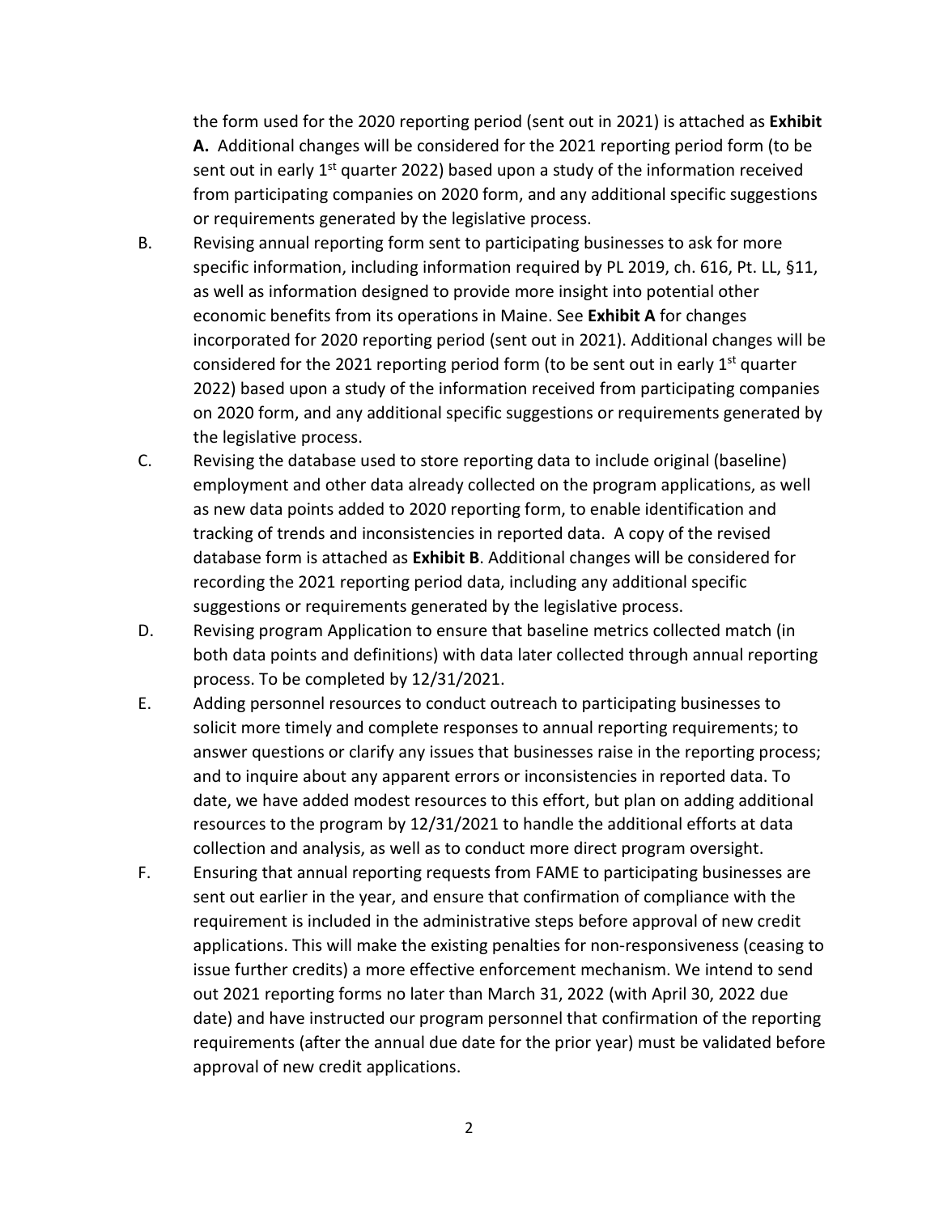the form used for the 2020 reporting period (sent out in 2021) is attached as **Exhibit A.** Additional changes will be considered for the 2021 reporting period form (to be sent out in early 1st quarter 2022) based upon a study of the information received from participating companies on 2020 form, and any additional specific suggestions or requirements generated by the legislative process.

B. Revising annual reporting form sent to participating businesses to ask for more specific information, including information required by PL 2019, ch. 616, Pt. LL, §11, as well as information designed to provide more insight into potential other economic benefits from its operations in Maine. See **Exhibit A** for changes incorporated for 2020 reporting period (sent out in 2021). Additional changes will be considered for the 2021 reporting period form (to be sent out in early 1st quarter 2022) based upon a study of the information received from participating companies on 2020 form, and any additional specific suggestions or requirements generated by the legislative process.

C. Revising the database used to store reporting data to include original (baseline) employment and other data already collected on the program applications, as well as new data points added to 2020 reporting form, to enable identification and tracking of trends and inconsistencies in reported data. A copy of the revised database form is attached as **Exhibit B**. Additional changes will be considered for recording the 2021 reporting period data, including any additional specific suggestions or requirements generated by the legislative process.

D. Revising program Application to ensure that baseline metrics collected match (in both data points and definitions) with data later collected through annual reporting process. To be completed by 12/31/2021.

E. Adding personnel resources to conduct outreach to participating businesses to solicit more timely and complete responses to annual reporting requirements; to answer questions or clarify any issues that businesses raise in the reporting process; and to inquire about any apparent errors or inconsistencies in reported data. To date, we have added modest resources to this effort, but plan on adding additional resources to the program by 12/31/2021 to handle the additional efforts at data collection and analysis, as well as to conduct more direct program oversight.

F. Ensuring that annual reporting requests from FAME to participating businesses are sent out earlier in the year, and ensure that confirmation of compliance with the requirement is included in the administrative steps before approval of new credit applications. This will make the existing penalties for non-responsiveness (ceasing to issue further credits) a more effective enforcement mechanism. We intend to send out 2021 reporting forms no later than March 31, 2022 (with April 30, 2022 due date) and have instructed our program personnel that confirmation of the reporting requirements (after the annual due date for the prior year) must be validated before approval of new credit applications.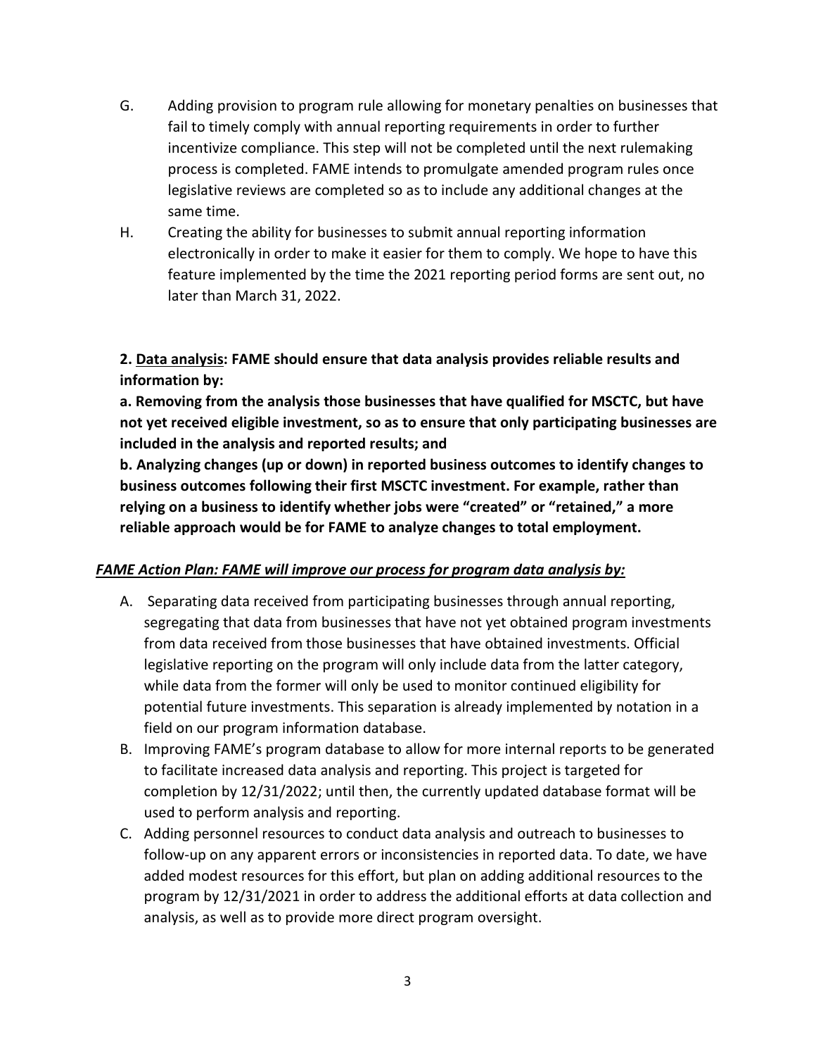G. Adding provision to program rule allowing for monetary penalties on businesses that fail to timely comply with annual reporting requirements in order to further incentivize compliance. This step will not be completed until the next rulemaking process is completed. FAME intends to promulgate amended program rules once legislative reviews are completed so as to include any additional changes at the same time.

H. Creating the ability for businesses to submit annual reporting information electronically in order to make it easier for them to comply. We hope to have this feature implemented by the time the 2021 reporting period forms are sent out, no later than March 31, 2022.

**2. <u>Data analysis</u>: FAME should ensure that data analysis provides reliable results and information by:**

**a. Removing from the analysis those businesses that have qualified for MSCTC, but have not yet received eligible investment, so as to ensure that only participating businesses are included in the analysis and reported results; and**

**b. Analyzing changes (up or down) in reported business outcomes to identify changes to business outcomes following their first MSCTC investment. For example, rather than relying on a business to identify whether jobs were "created" or "retained," a more reliable approach would be for FAME to analyze changes to total employment.**

***<u>FAME Action Plan: FAME will improve our process for program data analysis by:</u>***

A. Separating data received from participating businesses through annual reporting, segregating that data from businesses that have not yet obtained program investments from data received from those businesses that have obtained investments. Official legislative reporting on the program will only include data from the latter category, while data from the former will only be used to monitor continued eligibility for potential future investments. This separation is already implemented by notation in a field on our program information database.

B. Improving FAME's program database to allow for more internal reports to be generated to facilitate increased data analysis and reporting. This project is targeted for completion by 12/31/2022; until then, the currently updated database format will be used to perform analysis and reporting.

C. Adding personnel resources to conduct data analysis and outreach to businesses to follow-up on any apparent errors or inconsistencies in reported data. To date, we have added modest resources for this effort, but plan on adding additional resources to the program by 12/31/2021 in order to address the additional efforts at data collection and analysis, as well as to provide more direct program oversight.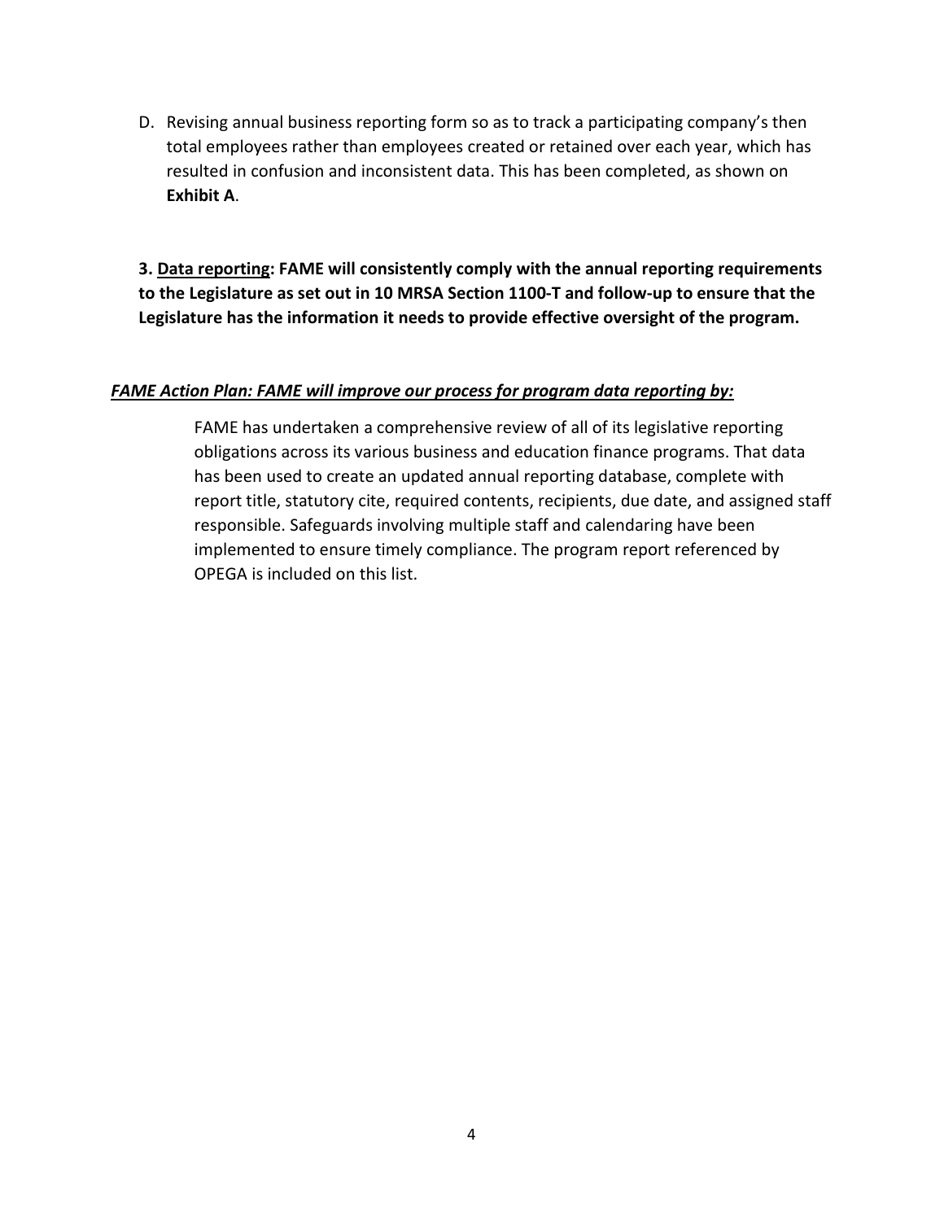D. Revising annual business reporting form so as to track a participating company's then total employees rather than employees created or retained over each year, which has resulted in confusion and inconsistent data. This has been completed, as shown on **Exhibit A**.

**3. <u>Data reporting</u>: FAME will consistently comply with the annual reporting requirements to the Legislature as set out in 10 MRSA Section 1100-T and follow-up to ensure that the Legislature has the information it needs to provide effective oversight of the program.**

***<u>FAME Action Plan: FAME will improve our process for program data reporting by:</u>***

FAME has undertaken a comprehensive review of all of its legislative reporting obligations across its various business and education finance programs. That data has been used to create an updated annual reporting database, complete with report title, statutory cite, required contents, recipients, due date, and assigned staff responsible. Safeguards involving multiple staff and calendaring have been implemented to ensure timely compliance. The program report referenced by OPEGA is included on this list.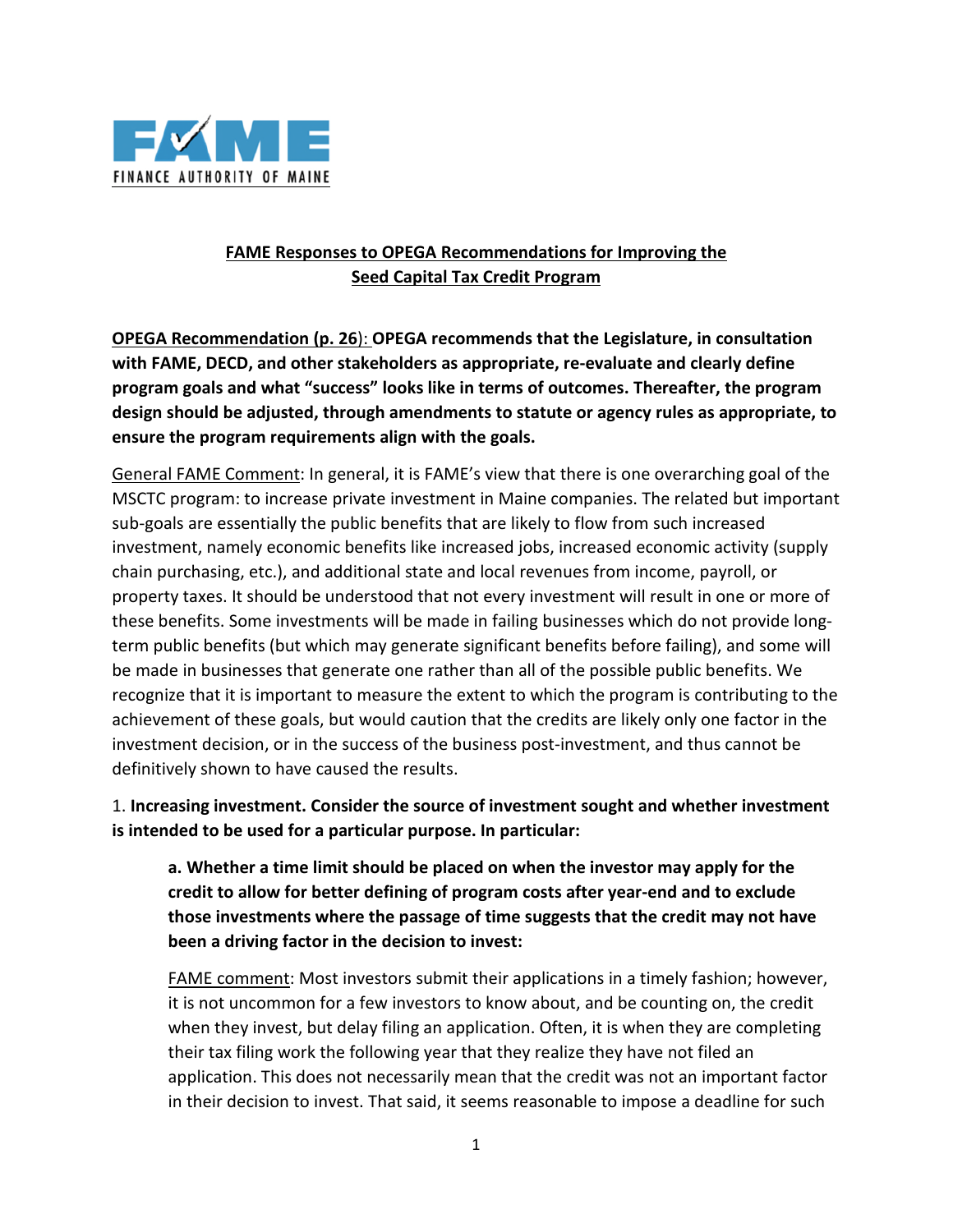FAME

FINANCE AUTHORITY OF MAINE

**FAME Responses to OPEGA Recommendations for Improving the Seed Capital Tax Credit Program**

OPEGA Recommendation (p. 26): **OPEGA recommends that the Legislature, in consultation with FAME, DECD, and other stakeholders as appropriate, re-evaluate and clearly define program goals and what "success" looks like in terms of outcomes. Thereafter, the program design should be adjusted, through amendments to statute or agency rules as appropriate, to ensure the program requirements align with the goals.**

General FAME Comment: In general, it is FAME's view that there is one overarching goal of the MSCTC program: to increase private investment in Maine companies. The related but important sub-goals are essentially the public benefits that are likely to flow from such increased investment, namely economic benefits like increased jobs, increased economic activity (supply chain purchasing, etc.), and additional state and local revenues from income, payroll, or property taxes. It should be understood that not every investment will result in one or more of these benefits. Some investments will be made in failing businesses which do not provide long-term public benefits (but which may generate significant benefits before failing), and some will be made in businesses that generate one rather than all of the possible public benefits. We recognize that it is important to measure the extent to which the program is contributing to the achievement of these goals, but would caution that the credits are likely only one factor in the investment decision, or in the success of the business post-investment, and thus cannot be definitively shown to have caused the results.

1. **Increasing investment. Consider the source of investment sought and whether investment is intended to be used for a particular purpose. In particular:**

   **a. Whether a time limit should be placed on when the investor may apply for the credit to allow for better defining of program costs after year-end and to exclude those investments where the passage of time suggests that the credit may not have been a driving factor in the decision to invest:**

   FAME comment: Most investors submit their applications in a timely fashion; however, it is not uncommon for a few investors to know about, and be counting on, the credit when they invest, but delay filing an application. Often, it is when they are completing their tax filing work the following year that they realize they have not filed an application. This does not necessarily mean that the credit was not an important factor in their decision to invest. That said, it seems reasonable to impose a deadline for such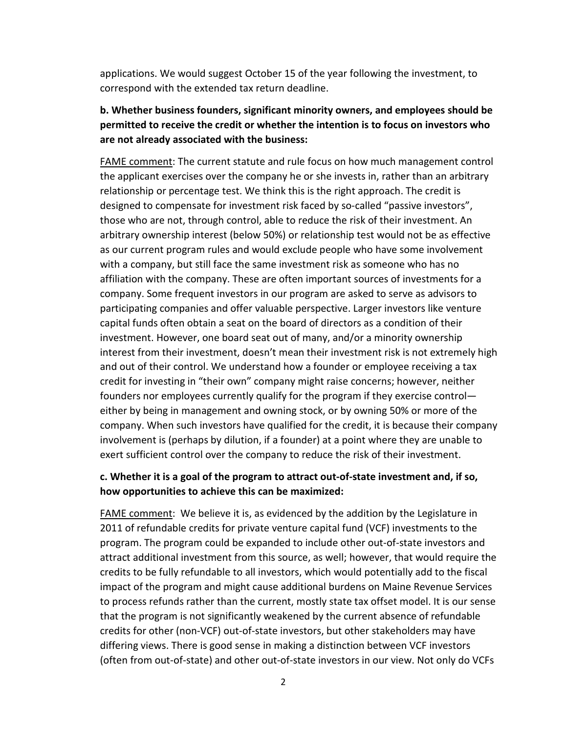applications. We would suggest October 15 of the year following the investment, to correspond with the extended tax return deadline.

**b. Whether business founders, significant minority owners, and employees should be permitted to receive the credit or whether the intention is to focus on investors who are not already associated with the business:**

<u>FAME comment</u>: The current statute and rule focus on how much management control the applicant exercises over the company he or she invests in, rather than an arbitrary relationship or percentage test. We think this is the right approach. The credit is designed to compensate for investment risk faced by so-called "passive investors", those who are not, through control, able to reduce the risk of their investment. An arbitrary ownership interest (below 50%) or relationship test would not be as effective as our current program rules and would exclude people who have some involvement with a company, but still face the same investment risk as someone who has no affiliation with the company. These are often important sources of investments for a company. Some frequent investors in our program are asked to serve as advisors to participating companies and offer valuable perspective. Larger investors like venture capital funds often obtain a seat on the board of directors as a condition of their investment. However, one board seat out of many, and/or a minority ownership interest from their investment, doesn't mean their investment risk is not extremely high and out of their control. We understand how a founder or employee receiving a tax credit for investing in "their own" company might raise concerns; however, neither founders nor employees currently qualify for the program if they exercise control—either by being in management and owning stock, or by owning 50% or more of the company. When such investors have qualified for the credit, it is because their company involvement is (perhaps by dilution, if a founder) at a point where they are unable to exert sufficient control over the company to reduce the risk of their investment.

**c. Whether it is a goal of the program to attract out-of-state investment and, if so, how opportunities to achieve this can be maximized:**

<u>FAME comment</u>: We believe it is, as evidenced by the addition by the Legislature in 2011 of refundable credits for private venture capital fund (VCF) investments to the program. The program could be expanded to include other out-of-state investors and attract additional investment from this source, as well; however, that would require the credits to be fully refundable to all investors, which would potentially add to the fiscal impact of the program and might cause additional burdens on Maine Revenue Services to process refunds rather than the current, mostly state tax offset model. It is our sense that the program is not significantly weakened by the current absence of refundable credits for other (non-VCF) out-of-state investors, but other stakeholders may have differing views. There is good sense in making a distinction between VCF investors (often from out-of-state) and other out-of-state investors in our view. Not only do VCFs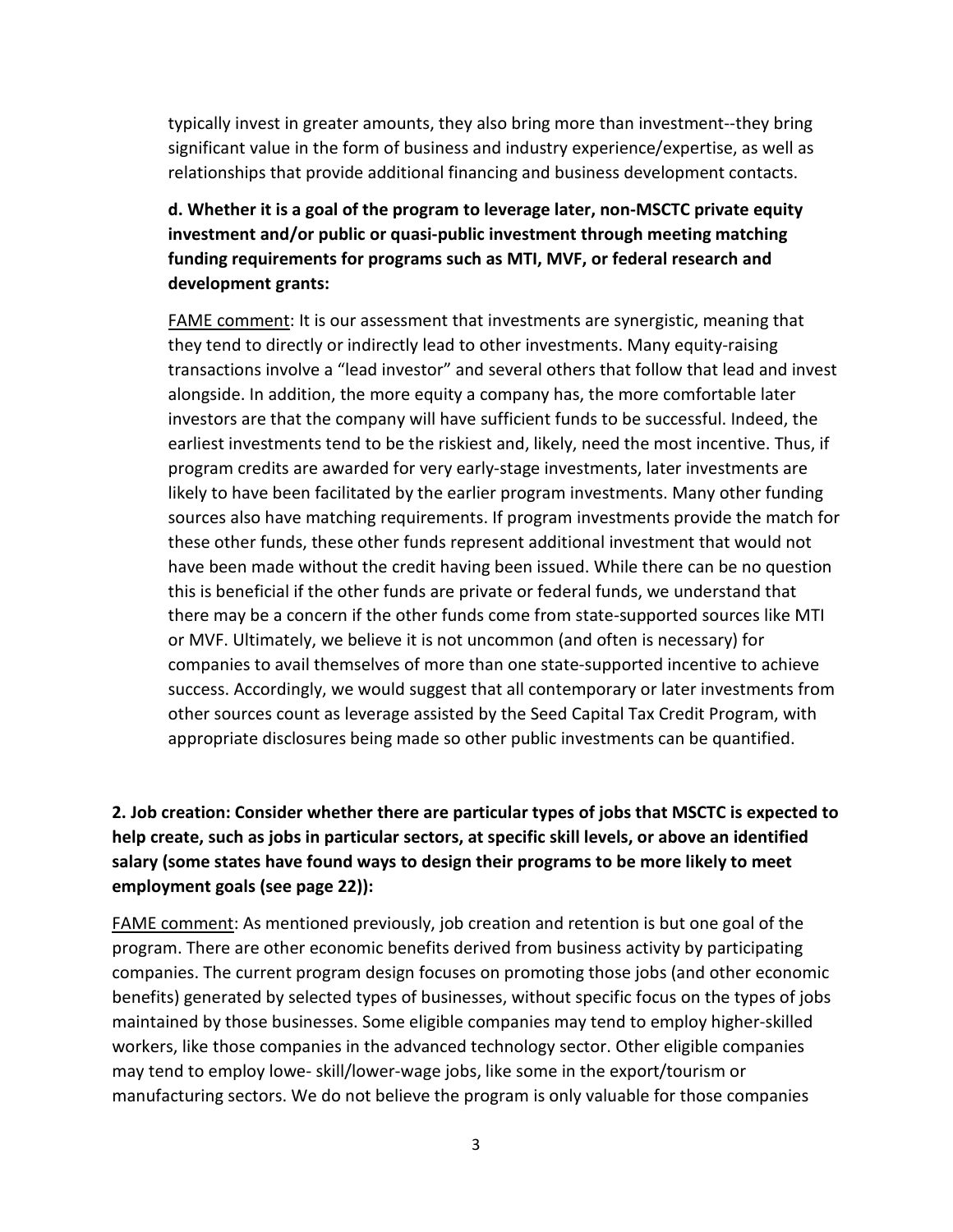typically invest in greater amounts, they also bring more than investment--they bring significant value in the form of business and industry experience/expertise, as well as relationships that provide additional financing and business development contacts.

**d. Whether it is a goal of the program to leverage later, non-MSCTC private equity investment and/or public or quasi-public investment through meeting matching funding requirements for programs such as MTI, MVF, or federal research and development grants:**

<u>FAME comment</u>: It is our assessment that investments are synergistic, meaning that they tend to directly or indirectly lead to other investments. Many equity-raising transactions involve a "lead investor" and several others that follow that lead and invest alongside. In addition, the more equity a company has, the more comfortable later investors are that the company will have sufficient funds to be successful. Indeed, the earliest investments tend to be the riskiest and, likely, need the most incentive. Thus, if program credits are awarded for very early-stage investments, later investments are likely to have been facilitated by the earlier program investments. Many other funding sources also have matching requirements. If program investments provide the match for these other funds, these other funds represent additional investment that would not have been made without the credit having been issued. While there can be no question this is beneficial if the other funds are private or federal funds, we understand that there may be a concern if the other funds come from state-supported sources like MTI or MVF. Ultimately, we believe it is not uncommon (and often is necessary) for companies to avail themselves of more than one state-supported incentive to achieve success. Accordingly, we would suggest that all contemporary or later investments from other sources count as leverage assisted by the Seed Capital Tax Credit Program, with appropriate disclosures being made so other public investments can be quantified.

**2. Job creation: Consider whether there are particular types of jobs that MSCTC is expected to help create, such as jobs in particular sectors, at specific skill levels, or above an identified salary (some states have found ways to design their programs to be more likely to meet employment goals (see page 22)):**

<u>FAME comment</u>: As mentioned previously, job creation and retention is but one goal of the program. There are other economic benefits derived from business activity by participating companies. The current program design focuses on promoting those jobs (and other economic benefits) generated by selected types of businesses, without specific focus on the types of jobs maintained by those businesses. Some eligible companies may tend to employ higher-skilled workers, like those companies in the advanced technology sector. Other eligible companies may tend to employ lowe- skill/lower-wage jobs, like some in the export/tourism or manufacturing sectors. We do not believe the program is only valuable for those companies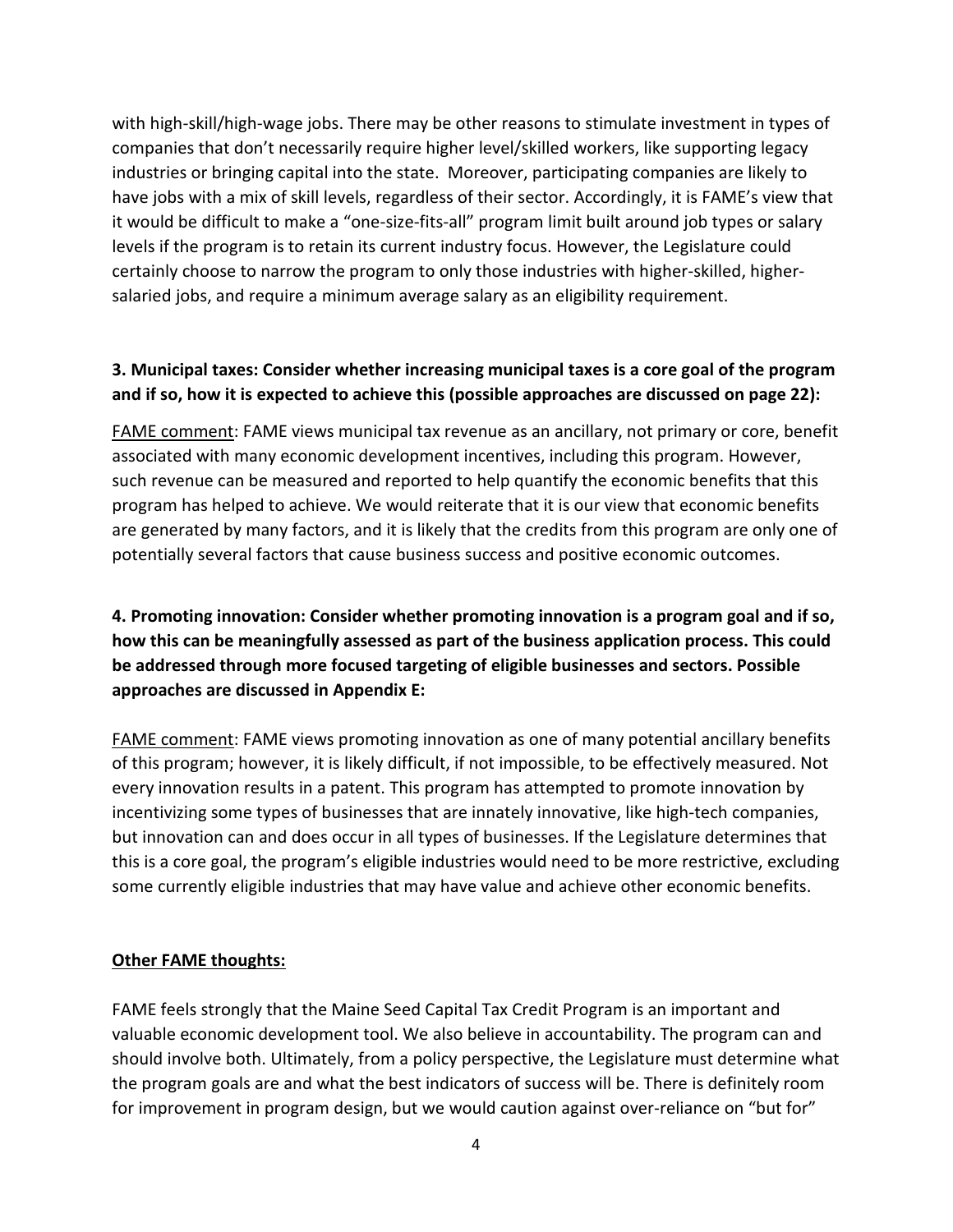with high-skill/high-wage jobs. There may be other reasons to stimulate investment in types of companies that don't necessarily require higher level/skilled workers, like supporting legacy industries or bringing capital into the state. Moreover, participating companies are likely to have jobs with a mix of skill levels, regardless of their sector. Accordingly, it is FAME's view that it would be difficult to make a "one-size-fits-all" program limit built around job types or salary levels if the program is to retain its current industry focus. However, the Legislature could certainly choose to narrow the program to only those industries with higher-skilled, higher-salaried jobs, and require a minimum average salary as an eligibility requirement.

**3. Municipal taxes: Consider whether increasing municipal taxes is a core goal of the program and if so, how it is expected to achieve this (possible approaches are discussed on page 22):**

FAME comment: FAME views municipal tax revenue as an ancillary, not primary or core, benefit associated with many economic development incentives, including this program. However, such revenue can be measured and reported to help quantify the economic benefits that this program has helped to achieve. We would reiterate that it is our view that economic benefits are generated by many factors, and it is likely that the credits from this program are only one of potentially several factors that cause business success and positive economic outcomes.

**4. Promoting innovation: Consider whether promoting innovation is a program goal and if so, how this can be meaningfully assessed as part of the business application process. This could be addressed through more focused targeting of eligible businesses and sectors. Possible approaches are discussed in Appendix E:**

FAME comment: FAME views promoting innovation as one of many potential ancillary benefits of this program; however, it is likely difficult, if not impossible, to be effectively measured. Not every innovation results in a patent. This program has attempted to promote innovation by incentivizing some types of businesses that are innately innovative, like high-tech companies, but innovation can and does occur in all types of businesses. If the Legislature determines that this is a core goal, the program's eligible industries would need to be more restrictive, excluding some currently eligible industries that may have value and achieve other economic benefits.

**Other FAME thoughts:**

FAME feels strongly that the Maine Seed Capital Tax Credit Program is an important and valuable economic development tool. We also believe in accountability. The program can and should involve both. Ultimately, from a policy perspective, the Legislature must determine what the program goals are and what the best indicators of success will be. There is definitely room for improvement in program design, but we would caution against over-reliance on "but for"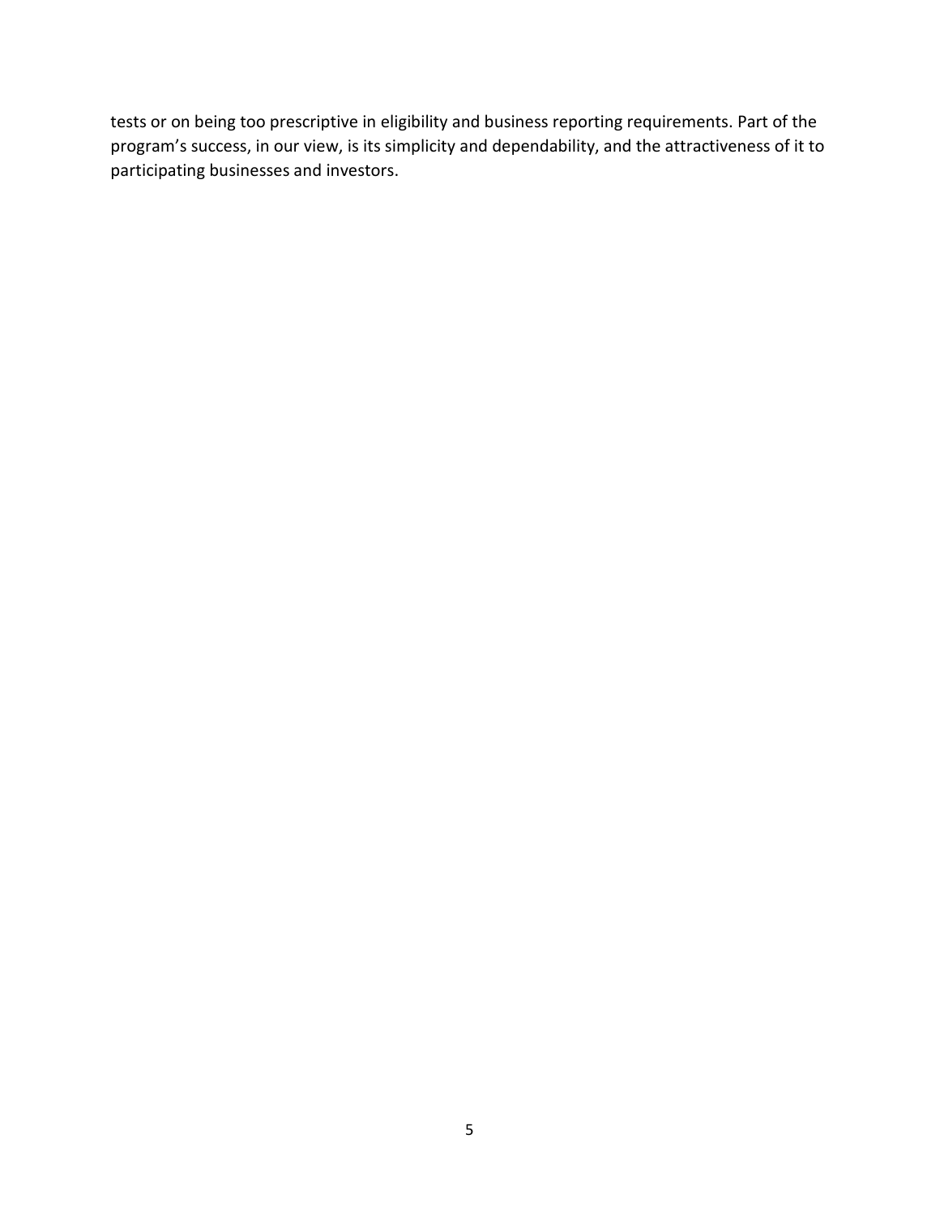tests or on being too prescriptive in eligibility and business reporting requirements. Part of the program's success, in our view, is its simplicity and dependability, and the attractiveness of it to participating businesses and investors.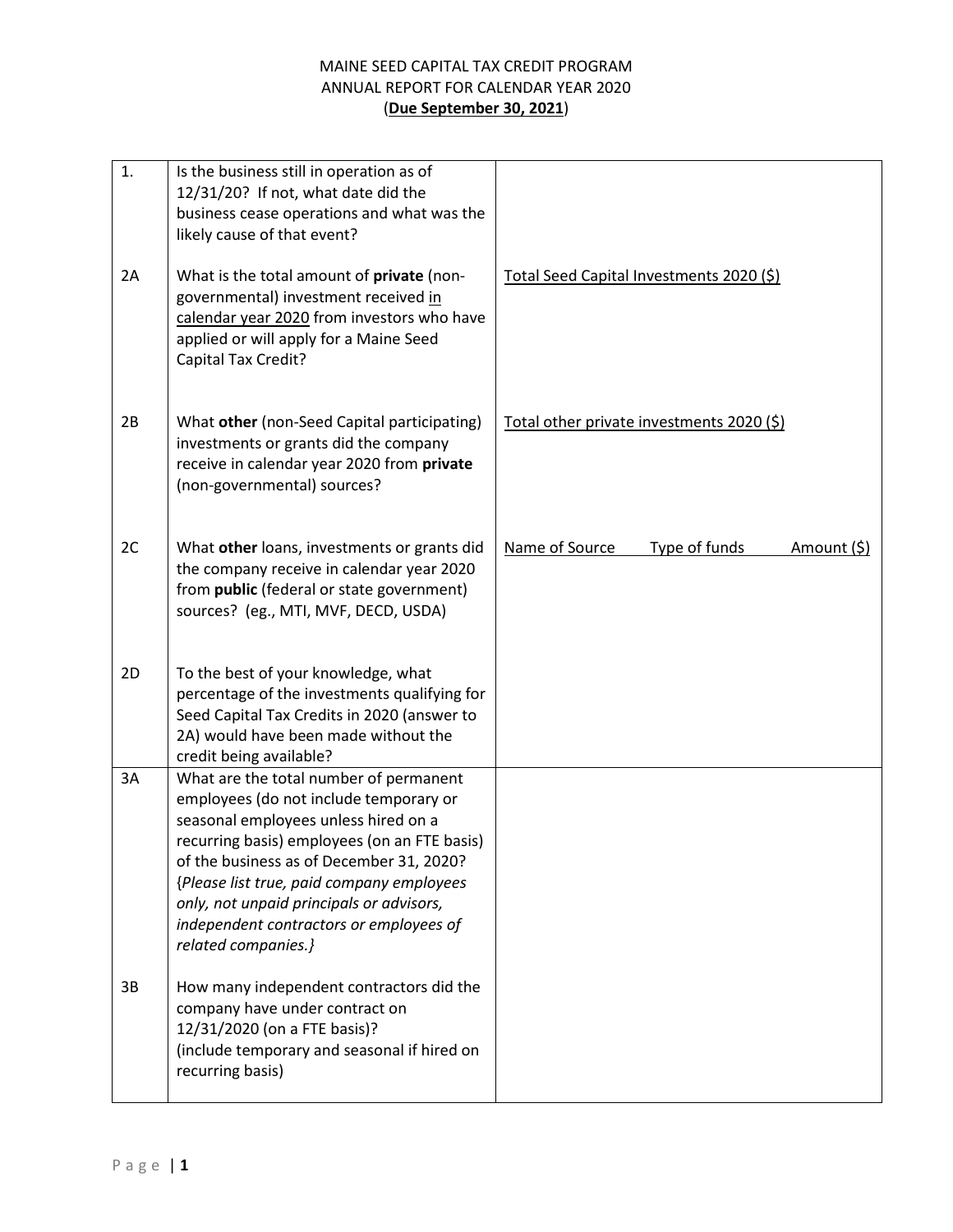MAINE SEED CAPITAL TAX CREDIT PROGRAM
ANNUAL REPORT FOR CALENDAR YEAR 2020
(**Due September 30, 2021**)

| | | |
|---|---|---|
| 1. | Is the business still in operation as of 12/31/20? If not, what date did the business cease operations and what was the likely cause of that event? | |
| 2A | What is the total amount of **private** (non-governmental) investment received in calendar year 2020 from investors who have applied or will apply for a Maine Seed Capital Tax Credit? | Total Seed Capital Investments 2020 ($) |
| 2B | What **other** (non-Seed Capital participating) investments or grants did the company receive in calendar year 2020 from **private** (non-governmental) sources? | Total other private investments 2020 ($) |
| 2C | What **other** loans, investments or grants did the company receive in calendar year 2020 from **public** (federal or state government) sources? (eg., MTI, MVF, DECD, USDA) | Name of Source Type of funds Amount ($) |
| 2D | To the best of your knowledge, what percentage of the investments qualifying for Seed Capital Tax Credits in 2020 (answer to 2A) would have been made without the credit being available? | |
| 3A | What are the total number of permanent employees (do not include temporary or seasonal employees unless hired on a recurring basis) employees (on an FTE basis) of the business as of December 31, 2020? {*Please list true, paid company employees only, not unpaid principals or advisors, independent contractors or employees of related companies.*} | |
| 3B | How many independent contractors did the company have under contract on 12/31/2020 (on a FTE basis)? (include temporary and seasonal if hired on recurring basis) | |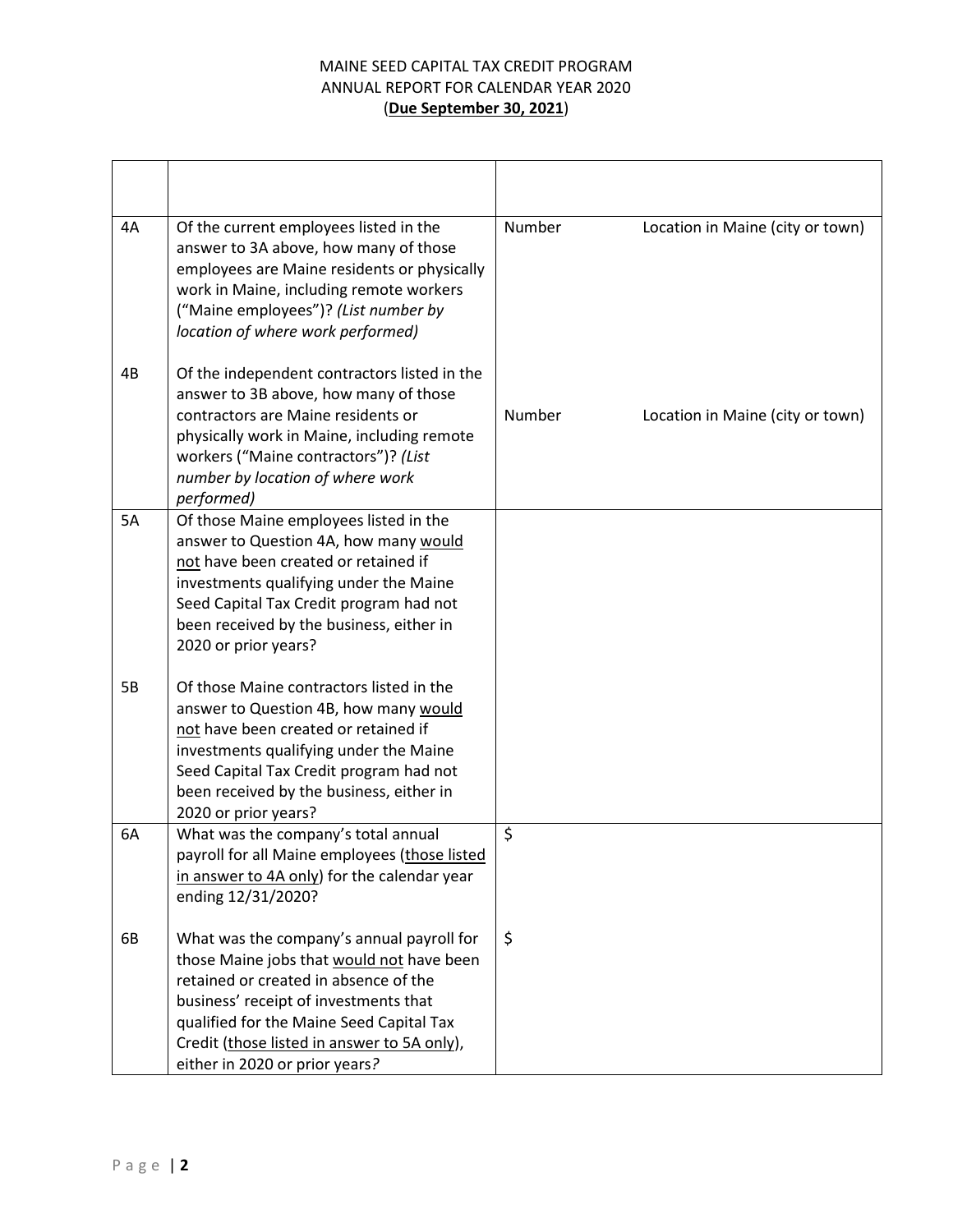MAINE SEED CAPITAL TAX CREDIT PROGRAM
ANNUAL REPORT FOR CALENDAR YEAR 2020
(**Due September 30, 2021**)

| | | | |
|---|---|---|---|
| 4A | Of the current employees listed in the answer to 3A above, how many of those employees are Maine residents or physically work in Maine, including remote workers ("Maine employees")? *(List number by location of where work performed)* | Number | Location in Maine (city or town) |
| 4B | Of the independent contractors listed in the answer to 3B above, how many of those contractors are Maine residents or physically work in Maine, including remote workers ("Maine contractors")? *(List number by location of where work performed)* | Number | Location in Maine (city or town) |
| 5A | Of those Maine employees listed in the answer to Question 4A, how many would not have been created or retained if investments qualifying under the Maine Seed Capital Tax Credit program had not been received by the business, either in 2020 or prior years? | | |
| 5B | Of those Maine contractors listed in the answer to Question 4B, how many would not have been created or retained if investments qualifying under the Maine Seed Capital Tax Credit program had not been received by the business, either in 2020 or prior years? | | |
| 6A | What was the company's total annual payroll for all Maine employees (those listed in answer to 4A only) for the calendar year ending 12/31/2020? | $ | |
| 6B | What was the company's annual payroll for those Maine jobs that would not have been retained or created in absence of the business' receipt of investments that qualified for the Maine Seed Capital Tax Credit (those listed in answer to 5A only), either in 2020 or prior years? | $ | |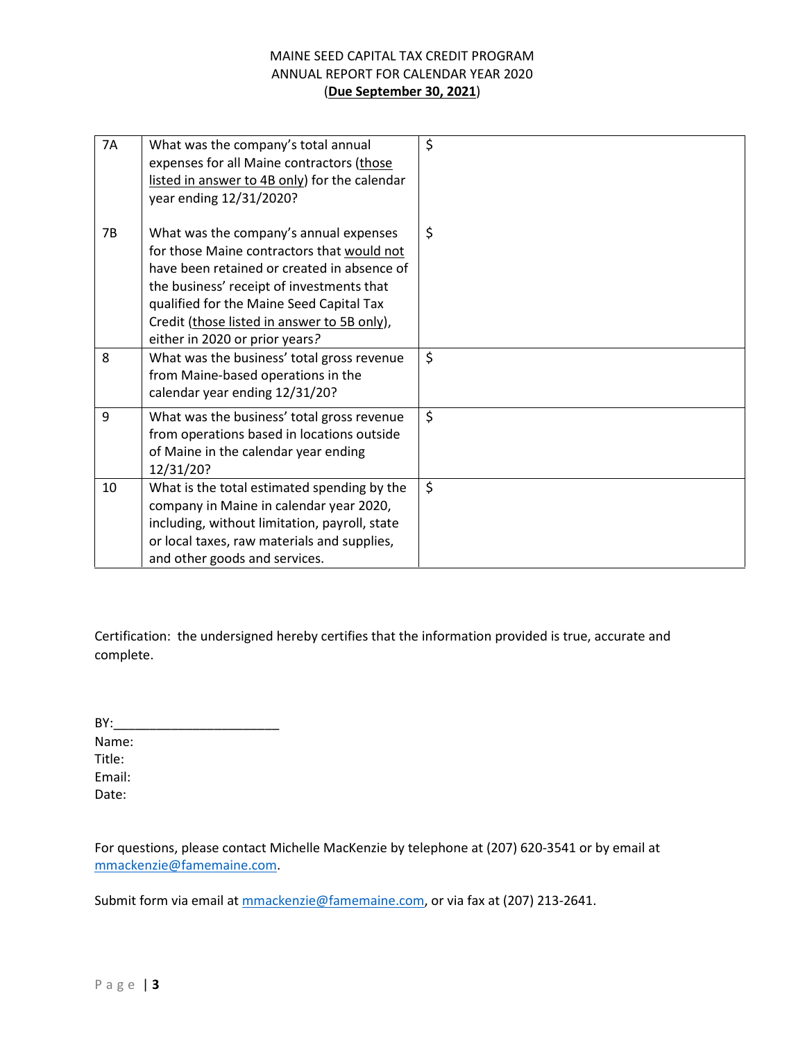MAINE SEED CAPITAL TAX CREDIT PROGRAM
ANNUAL REPORT FOR CALENDAR YEAR 2020
(**Due September 30, 2021**)

| | | |
|---|---|---|
| 7A | What was the company's total annual expenses for all Maine contractors (those listed in answer to 4B only) for the calendar year ending 12/31/2020? | $ |
| 7B | What was the company's annual expenses for those Maine contractors that would not have been retained or created in absence of the business' receipt of investments that qualified for the Maine Seed Capital Tax Credit (those listed in answer to 5B only), either in 2020 or prior years? | $ |
| 8 | What was the business' total gross revenue from Maine-based operations in the calendar year ending 12/31/20? | $ |
| 9 | What was the business' total gross revenue from operations based in locations outside of Maine in the calendar year ending 12/31/20? | $ |
| 10 | What is the total estimated spending by the company in Maine in calendar year 2020, including, without limitation, payroll, state or local taxes, raw materials and supplies, and other goods and services. | $ |

Certification: the undersigned hereby certifies that the information provided is true, accurate and complete.

BY:_______________________
Name:
Title:
Email:
Date:

For questions, please contact Michelle MacKenzie by telephone at (207) 620-3541 or by email at mmackenzie@famemaine.com.

Submit form via email at mmackenzie@famemaine.com, or via fax at (207) 213-2641.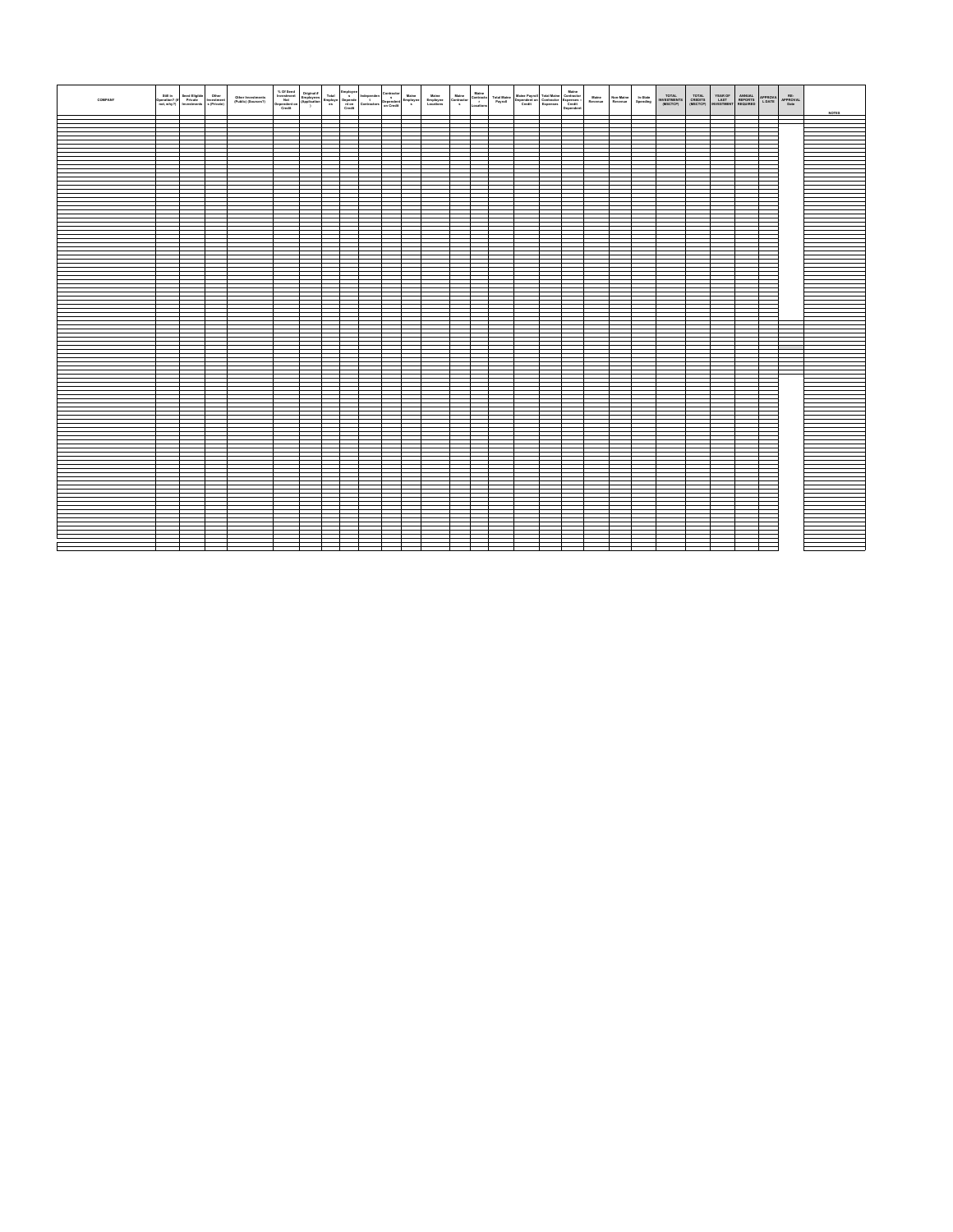| COMPANY | Still in Operation? (if not, why?) | Seed Eligible Private Investments | Other Investments (Private) | Other Investments (Public) (Source?) | % Of Seed Investment Not Dependent on Credit | Original # Employees (Application) | Total Employees | Employees Dependent on Credit | Independent Contractors | Contractors Dependent on Credit | Maine Employees | Maine Employee Locations | Maine Contractors | Maine Contractor Locations | Total Maine Payroll | Maine Payroll Dependent on Credit | Total Maine Contractor Expenses | Maine Contractor Expenses - Credit Dependent | Maine Revenue | Non-Maine Revenue | In-State Spending | TOTAL INVESTMENTS (MSCTCP) | TOTAL CREDITS (MSCTCP) | YEAR OF LAST INVESTMENT | ANNUAL REPORTS REQUIRED | APPROVAL DATE | RE-APPROVAL Date | NOTES |
|---|---|---|---|---|---|---|---|---|---|---|---|---|---|---|---|---|---|---|---|---|---|---|---|---|---|---|---|---|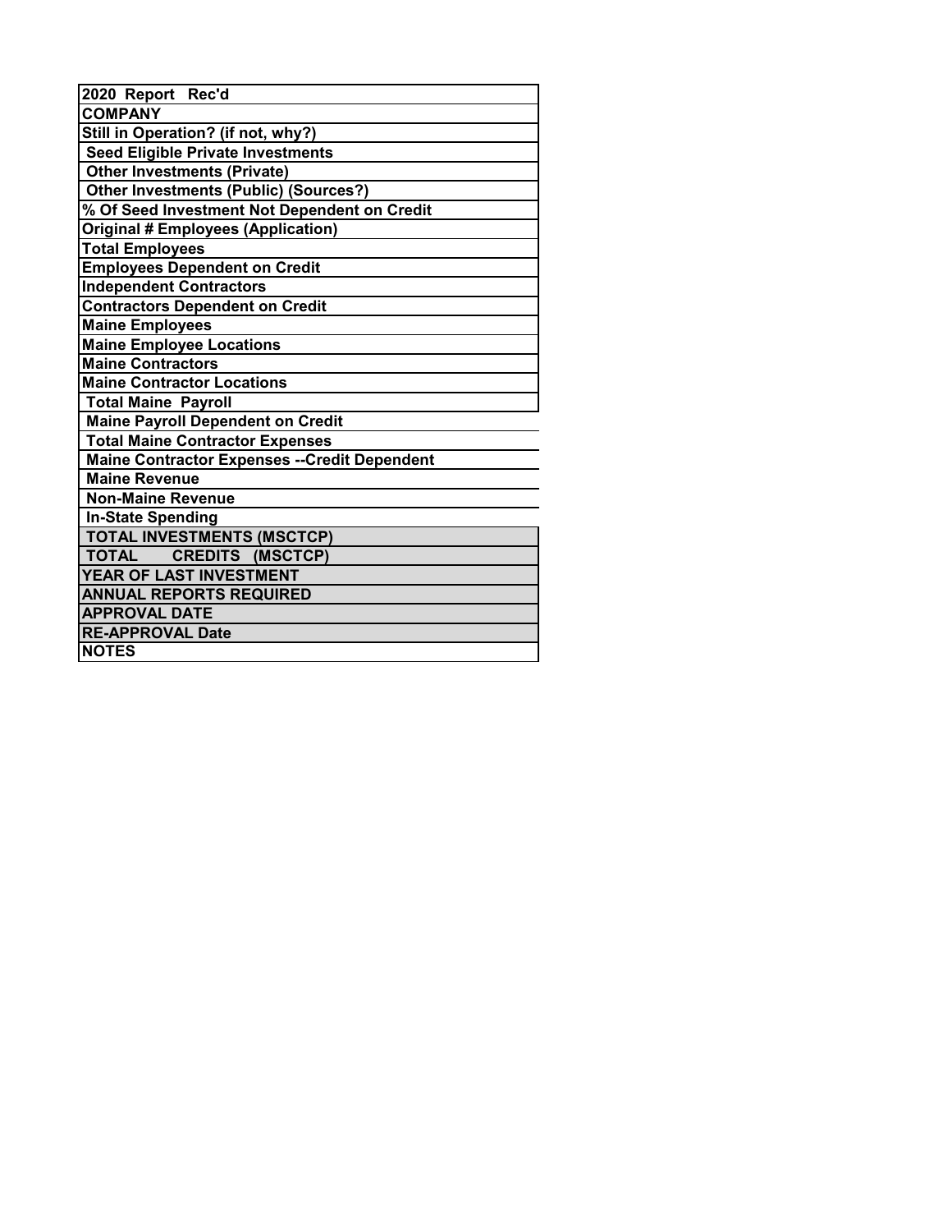| |
|---|
| 2020 Report Rec'd |
| COMPANY |
| Still in Operation? (if not, why?) |
| Seed Eligible Private Investments |
| Other Investments (Private) |
| Other Investments (Public) (Sources?) |
| % Of Seed Investment Not Dependent on Credit |
| Original # Employees (Application) |
| Total Employees |
| Employees Dependent on Credit |
| Independent Contractors |
| Contractors Dependent on Credit |
| Maine Employees |
| Maine Employee Locations |
| Maine Contractors |
| Maine Contractor Locations |
| Total Maine Payroll |
| Maine Payroll Dependent on Credit |
| Total Maine Contractor Expenses |
| Maine Contractor Expenses --Credit Dependent |
| Maine Revenue |
| Non-Maine Revenue |
| In-State Spending |
| TOTAL INVESTMENTS (MSCTCP) |
| TOTAL CREDITS (MSCTCP) |
| YEAR OF LAST INVESTMENT |
| ANNUAL REPORTS REQUIRED |
| APPROVAL DATE |
| RE-APPROVAL Date |
| NOTES |